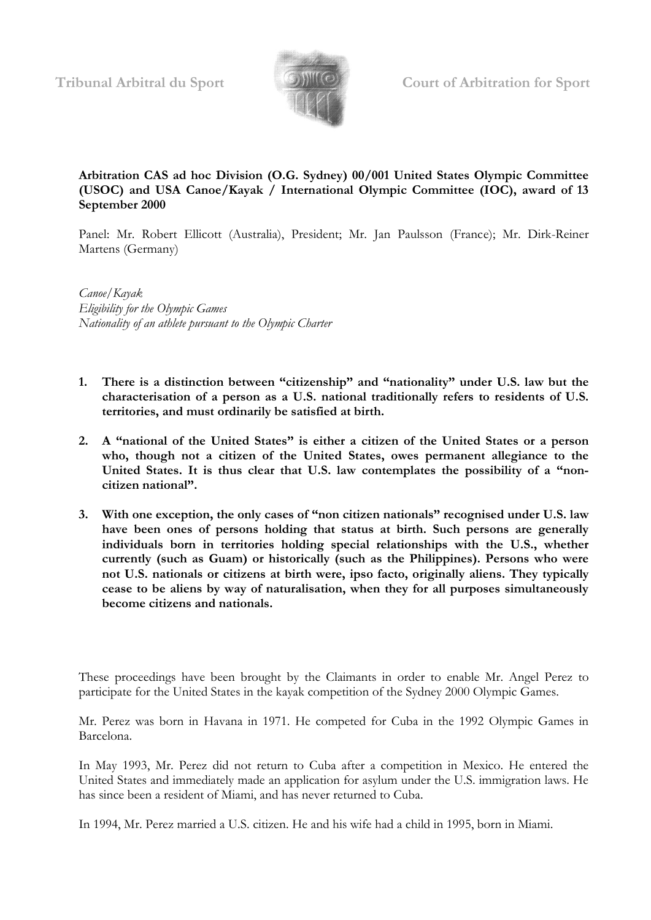Tribunal Arbitral du Sport Court of Arbitration for Sport

**Arbitration CAS ad hoc Division (O.G. Sydney) 00/001 United States Olympic Committee (USOC) and USA Canoe/Kayak / International Olympic Committee (IOC), award of 13 September 2000**

Panel: Mr. Robert Ellicott (Australia), President; Mr. Jan Paulsson (France); Mr. Dirk-Reiner Martens (Germany)

*Canoe/Kayak*
*Eligibility for the Olympic Games*
*Nationality of an athlete pursuant to the Olympic Charter*

1. **There is a distinction between "citizenship" and "nationality" under U.S. law but the characterisation of a person as a U.S. national traditionally refers to residents of U.S. territories, and must ordinarily be satisfied at birth.**

2. **A "national of the United States" is either a citizen of the United States or a person who, though not a citizen of the United States, owes permanent allegiance to the United States. It is thus clear that U.S. law contemplates the possibility of a "non-citizen national".**

3. **With one exception, the only cases of "non citizen nationals" recognised under U.S. law have been ones of persons holding that status at birth. Such persons are generally individuals born in territories holding special relationships with the U.S., whether currently (such as Guam) or historically (such as the Philippines). Persons who were not U.S. nationals or citizens at birth were, ipso facto, originally aliens. They typically cease to be aliens by way of naturalisation, when they for all purposes simultaneously become citizens and nationals.**

These proceedings have been brought by the Claimants in order to enable Mr. Angel Perez to participate for the United States in the kayak competition of the Sydney 2000 Olympic Games.

Mr. Perez was born in Havana in 1971. He competed for Cuba in the 1992 Olympic Games in Barcelona.

In May 1993, Mr. Perez did not return to Cuba after a competition in Mexico. He entered the United States and immediately made an application for asylum under the U.S. immigration laws. He has since been a resident of Miami, and has never returned to Cuba.

In 1994, Mr. Perez married a U.S. citizen. He and his wife had a child in 1995, born in Miami.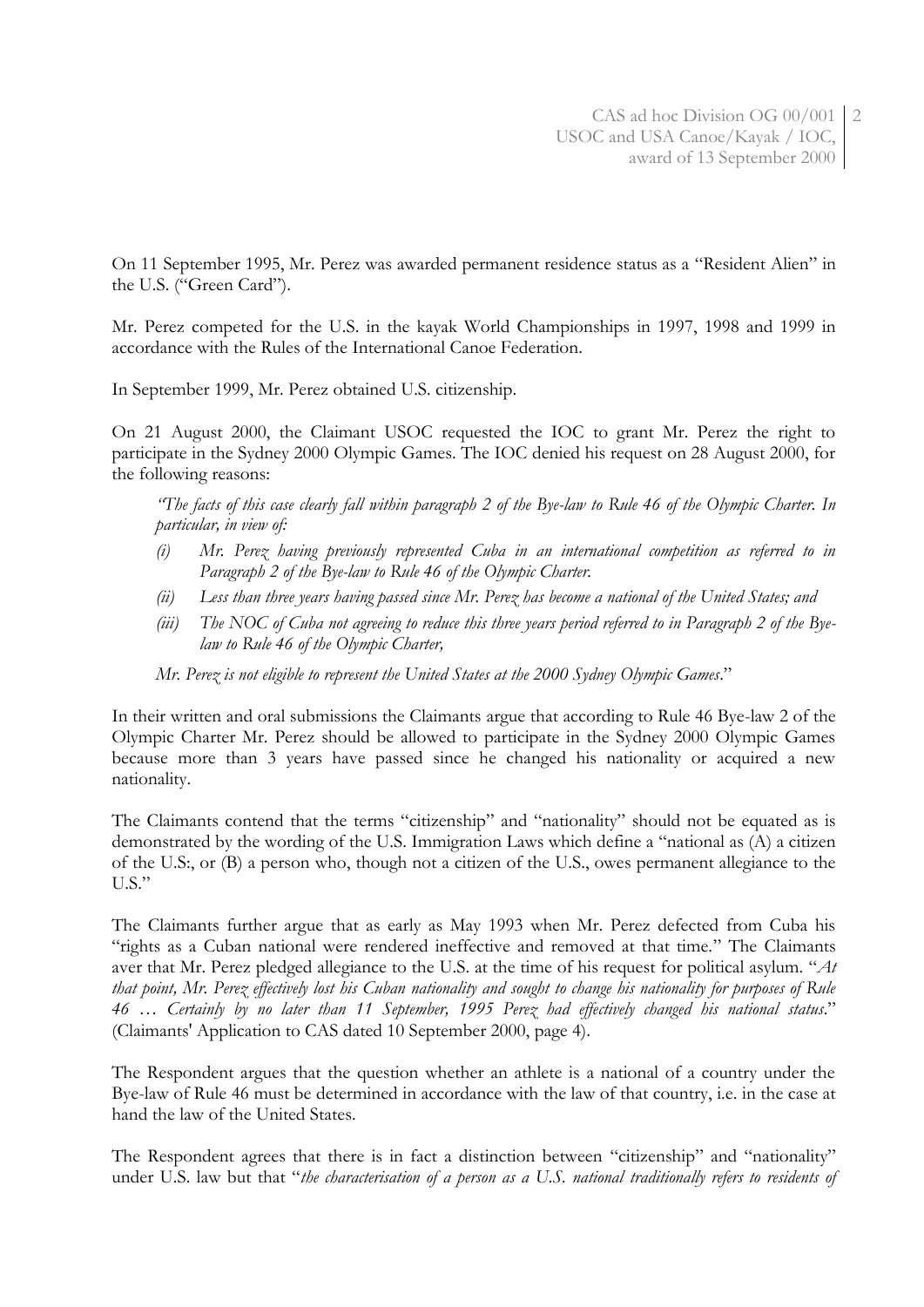On 11 September 1995, Mr. Perez was awarded permanent residence status as a "Resident Alien" in the U.S. ("Green Card").

Mr. Perez competed for the U.S. in the kayak World Championships in 1997, 1998 and 1999 in accordance with the Rules of the International Canoe Federation.

In September 1999, Mr. Perez obtained U.S. citizenship.

On 21 August 2000, the Claimant USOC requested the IOC to grant Mr. Perez the right to participate in the Sydney 2000 Olympic Games. The IOC denied his request on 28 August 2000, for the following reasons:

> *"The facts of this case clearly fall within paragraph 2 of the Bye-law to Rule 46 of the Olympic Charter. In particular, in view of:*
>
> *(i) Mr. Perez having previously represented Cuba in an international competition as referred to in Paragraph 2 of the Bye-law to Rule 46 of the Olympic Charter.*
>
> *(ii) Less than three years having passed since Mr. Perez has become a national of the United States; and*
>
> *(iii) The NOC of Cuba not agreeing to reduce this three years period referred to in Paragraph 2 of the Bye-law to Rule 46 of the Olympic Charter,*
>
> *Mr. Perez is not eligible to represent the United States at the 2000 Sydney Olympic Games*."

In their written and oral submissions the Claimants argue that according to Rule 46 Bye-law 2 of the Olympic Charter Mr. Perez should be allowed to participate in the Sydney 2000 Olympic Games because more than 3 years have passed since he changed his nationality or acquired a new nationality.

The Claimants contend that the terms "citizenship" and "nationality" should not be equated as is demonstrated by the wording of the U.S. Immigration Laws which define a "national as (A) a citizen of the U.S:, or (B) a person who, though not a citizen of the U.S., owes permanent allegiance to the U.S."

The Claimants further argue that as early as May 1993 when Mr. Perez defected from Cuba his "rights as a Cuban national were rendered ineffective and removed at that time." The Claimants aver that Mr. Perez pledged allegiance to the U.S. at the time of his request for political asylum. "*At that point, Mr. Perez effectively lost his Cuban nationality and sought to change his nationality for purposes of Rule 46 … Certainly by no later than 11 September, 1995 Perez had effectively changed his national status*." (Claimants' Application to CAS dated 10 September 2000, page 4).

The Respondent argues that the question whether an athlete is a national of a country under the Bye-law of Rule 46 must be determined in accordance with the law of that country, i.e. in the case at hand the law of the United States.

The Respondent agrees that there is in fact a distinction between "citizenship" and "nationality" under U.S. law but that "*the characterisation of a person as a U.S. national traditionally refers to residents of*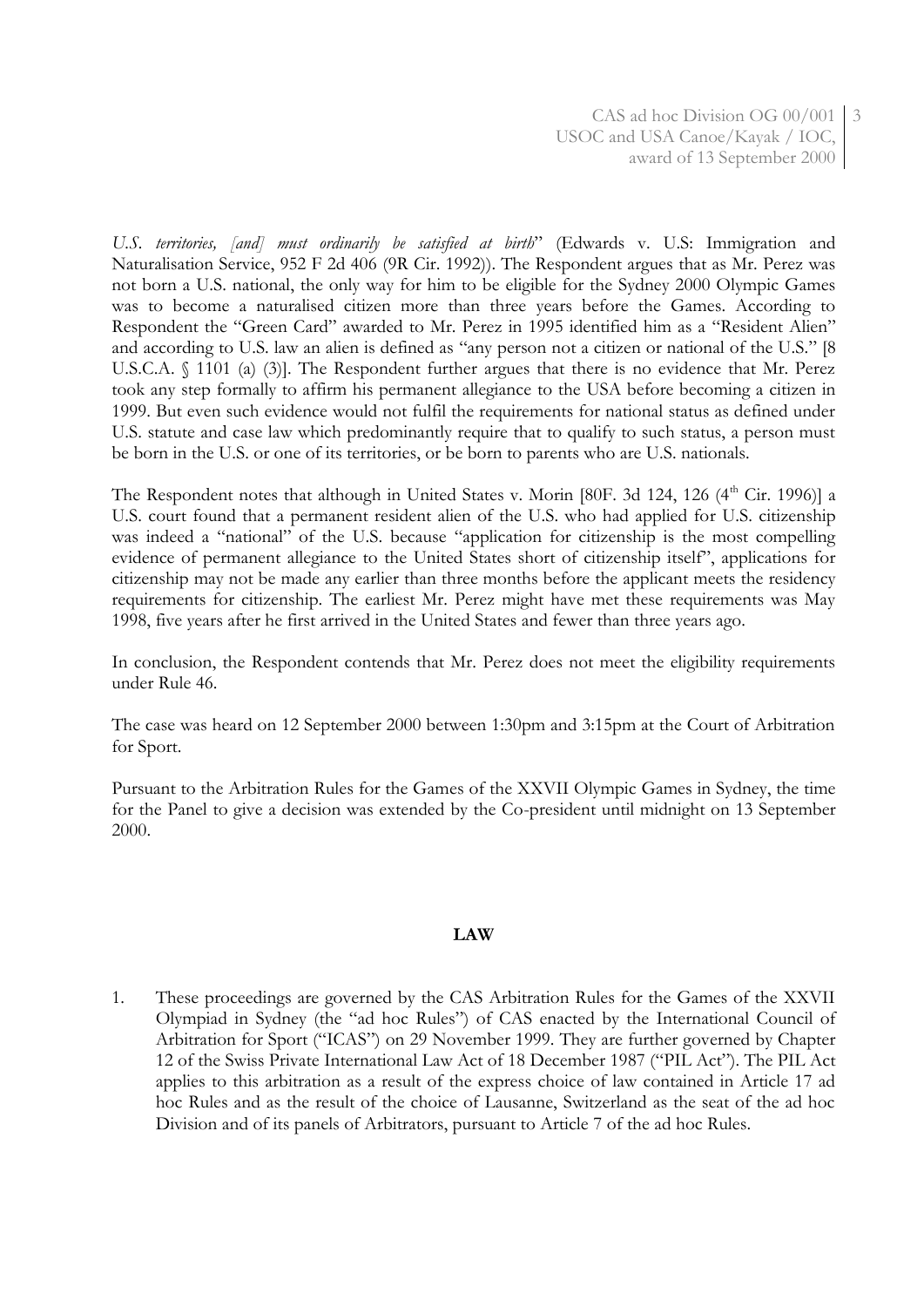*U.S. territories, [and] must ordinarily be satisfied at birth*" (Edwards v. U.S: Immigration and Naturalisation Service, 952 F 2d 406 (9R Cir. 1992)). The Respondent argues that as Mr. Perez was not born a U.S. national, the only way for him to be eligible for the Sydney 2000 Olympic Games was to become a naturalised citizen more than three years before the Games. According to Respondent the "Green Card" awarded to Mr. Perez in 1995 identified him as a "Resident Alien" and according to U.S. law an alien is defined as "any person not a citizen or national of the U.S." [8 U.S.C.A. § 1101 (a) (3)]. The Respondent further argues that there is no evidence that Mr. Perez took any step formally to affirm his permanent allegiance to the USA before becoming a citizen in 1999. But even such evidence would not fulfil the requirements for national status as defined under U.S. statute and case law which predominantly require that to qualify to such status, a person must be born in the U.S. or one of its territories, or be born to parents who are U.S. nationals.

The Respondent notes that although in United States v. Morin [80F. 3d 124, 126 (4th Cir. 1996)] a U.S. court found that a permanent resident alien of the U.S. who had applied for U.S. citizenship was indeed a "national" of the U.S. because "application for citizenship is the most compelling evidence of permanent allegiance to the United States short of citizenship itself", applications for citizenship may not be made any earlier than three months before the applicant meets the residency requirements for citizenship. The earliest Mr. Perez might have met these requirements was May 1998, five years after he first arrived in the United States and fewer than three years ago.

In conclusion, the Respondent contends that Mr. Perez does not meet the eligibility requirements under Rule 46.

The case was heard on 12 September 2000 between 1:30pm and 3:15pm at the Court of Arbitration for Sport.

Pursuant to the Arbitration Rules for the Games of the XXVII Olympic Games in Sydney, the time for the Panel to give a decision was extended by the Co-president until midnight on 13 September 2000.

## LAW

1. These proceedings are governed by the CAS Arbitration Rules for the Games of the XXVII Olympiad in Sydney (the "ad hoc Rules") of CAS enacted by the International Council of Arbitration for Sport ("ICAS") on 29 November 1999. They are further governed by Chapter 12 of the Swiss Private International Law Act of 18 December 1987 ("PIL Act"). The PIL Act applies to this arbitration as a result of the express choice of law contained in Article 17 ad hoc Rules and as the result of the choice of Lausanne, Switzerland as the seat of the ad hoc Division and of its panels of Arbitrators, pursuant to Article 7 of the ad hoc Rules.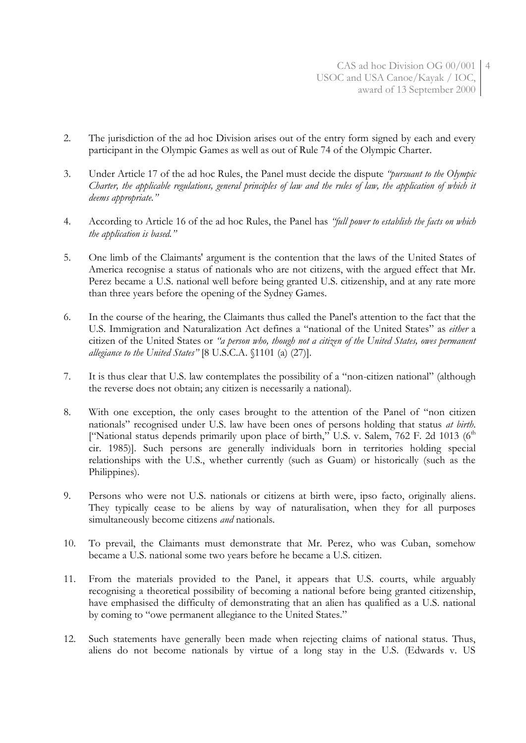2. The jurisdiction of the ad hoc Division arises out of the entry form signed by each and every participant in the Olympic Games as well as out of Rule 74 of the Olympic Charter.

3. Under Article 17 of the ad hoc Rules, the Panel must decide the dispute *"pursuant to the Olympic Charter, the applicable regulations, general principles of law and the rules of law, the application of which it deems appropriate."*

4. According to Article 16 of the ad hoc Rules, the Panel has *"full power to establish the facts on which the application is based."*

5. One limb of the Claimants' argument is the contention that the laws of the United States of America recognise a status of nationals who are not citizens, with the argued effect that Mr. Perez became a U.S. national well before being granted U.S. citizenship, and at any rate more than three years before the opening of the Sydney Games.

6. In the course of the hearing, the Claimants thus called the Panel's attention to the fact that the U.S. Immigration and Naturalization Act defines a "national of the United States" as *either* a citizen of the United States or *"a person who, though not a citizen of the United States, owes permanent allegiance to the United States"* [8 U.S.C.A. §1101 (a) (27)].

7. It is thus clear that U.S. law contemplates the possibility of a "non-citizen national" (although the reverse does not obtain; any citizen is necessarily a national).

8. With one exception, the only cases brought to the attention of the Panel of "non citizen nationals" recognised under U.S. law have been ones of persons holding that status *at birth*. ["National status depends primarily upon place of birth," U.S. v. Salem, 762 F. 2d 1013 (6th cir. 1985)]. Such persons are generally individuals born in territories holding special relationships with the U.S., whether currently (such as Guam) or historically (such as the Philippines).

9. Persons who were not U.S. nationals or citizens at birth were, ipso facto, originally aliens. They typically cease to be aliens by way of naturalisation, when they for all purposes simultaneously become citizens *and* nationals.

10. To prevail, the Claimants must demonstrate that Mr. Perez, who was Cuban, somehow became a U.S. national some two years before he became a U.S. citizen.

11. From the materials provided to the Panel, it appears that U.S. courts, while arguably recognising a theoretical possibility of becoming a national before being granted citizenship, have emphasised the difficulty of demonstrating that an alien has qualified as a U.S. national by coming to "owe permanent allegiance to the United States."

12. Such statements have generally been made when rejecting claims of national status. Thus, aliens do not become nationals by virtue of a long stay in the U.S. (Edwards v. US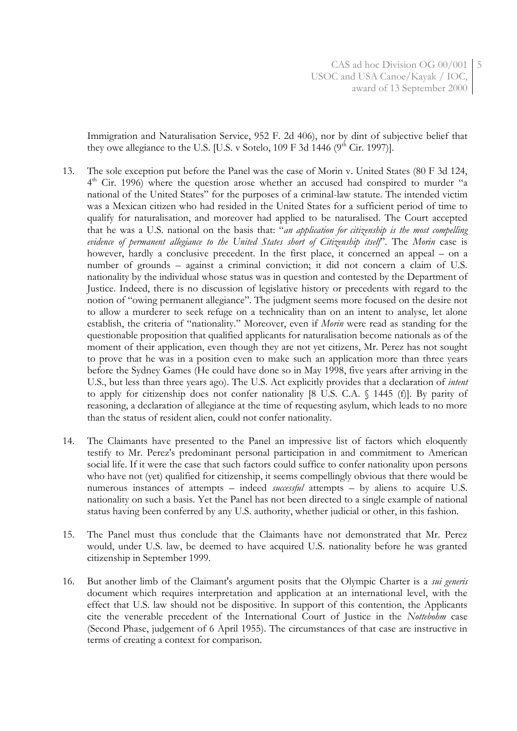Immigration and Naturalisation Service, 952 F. 2d 406), nor by dint of subjective belief that they owe allegiance to the U.S. [U.S. v Sotelo, 109 F 3d 1446 (9th Cir. 1997)].

13. The sole exception put before the Panel was the case of Morin v. United States (80 F 3d 124, 4th Cir. 1996) where the question arose whether an accused had conspired to murder "a national of the United States" for the purposes of a criminal-law statute. The intended victim was a Mexican citizen who had resided in the United States for a sufficient period of time to qualify for naturalisation, and moreover had applied to be naturalised. The Court accepted that he was a U.S. national on the basis that: "*an application for citizenship is the most compelling evidence of permanent allegiance to the United States short of Citizenship itself*". The *Morin* case is however, hardly a conclusive precedent. In the first place, it concerned an appeal – on a number of grounds – against a criminal conviction; it did not concern a claim of U.S. nationality by the individual whose status was in question and contested by the Department of Justice. Indeed, there is no discussion of legislative history or precedents with regard to the notion of "owing permanent allegiance". The judgment seems more focused on the desire not to allow a murderer to seek refuge on a technicality than on an intent to analyse, let alone establish, the criteria of "nationality." Moreover, even if *Morin* were read as standing for the questionable proposition that qualified applicants for naturalisation become nationals as of the moment of their application, even though they are not yet citizens, Mr. Perez has not sought to prove that he was in a position even to make such an application more than three years before the Sydney Games (He could have done so in May 1998, five years after arriving in the U.S., but less than three years ago). The U.S. Act explicitly provides that a declaration of *intent* to apply for citizenship does not confer nationality [8 U.S. C.A. § 1445 (f)]. By parity of reasoning, a declaration of allegiance at the time of requesting asylum, which leads to no more than the status of resident alien, could not confer nationality.

14. The Claimants have presented to the Panel an impressive list of factors which eloquently testify to Mr. Perez's predominant personal participation in and commitment to American social life. If it were the case that such factors could suffice to confer nationality upon persons who have not (yet) qualified for citizenship, it seems compellingly obvious that there would be numerous instances of attempts – indeed *successful* attempts – by aliens to acquire U.S. nationality on such a basis. Yet the Panel has not been directed to a single example of national status having been conferred by any U.S. authority, whether judicial or other, in this fashion.

15. The Panel must thus conclude that the Claimants have not demonstrated that Mr. Perez would, under U.S. law, be deemed to have acquired U.S. nationality before he was granted citizenship in September 1999.

16. But another limb of the Claimant's argument posits that the Olympic Charter is a *sui generis* document which requires interpretation and application at an international level, with the effect that U.S. law should not be dispositive. In support of this contention, the Applicants cite the venerable precedent of the International Court of Justice in the *Nottebohm* case (Second Phase, judgement of 6 April 1955). The circumstances of that case are instructive in terms of creating a context for comparison.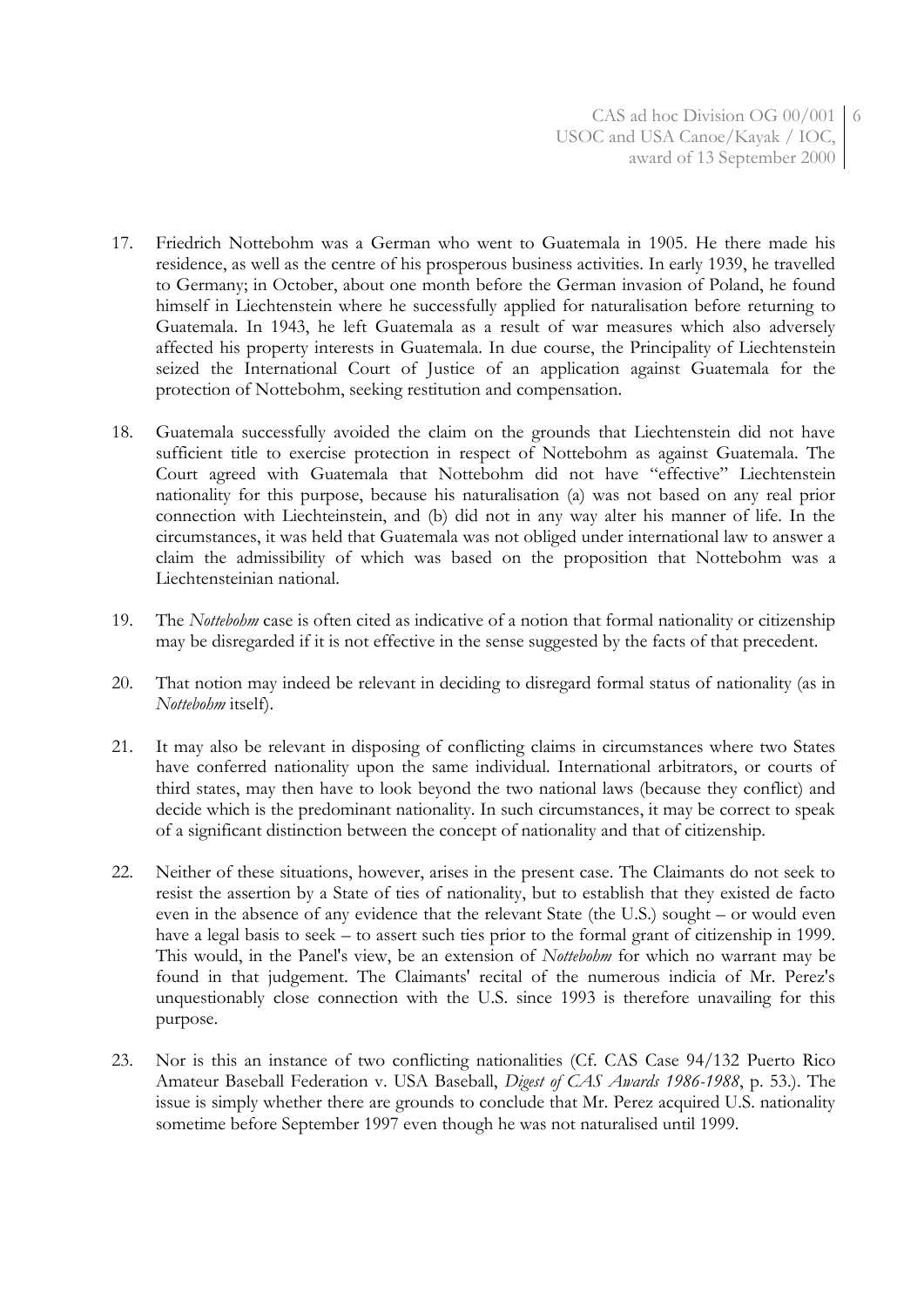17. Friedrich Nottebohm was a German who went to Guatemala in 1905. He there made his residence, as well as the centre of his prosperous business activities. In early 1939, he travelled to Germany; in October, about one month before the German invasion of Poland, he found himself in Liechtenstein where he successfully applied for naturalisation before returning to Guatemala. In 1943, he left Guatemala as a result of war measures which also adversely affected his property interests in Guatemala. In due course, the Principality of Liechtenstein seized the International Court of Justice of an application against Guatemala for the protection of Nottebohm, seeking restitution and compensation.

18. Guatemala successfully avoided the claim on the grounds that Liechtenstein did not have sufficient title to exercise protection in respect of Nottebohm as against Guatemala. The Court agreed with Guatemala that Nottebohm did not have "effective" Liechtenstein nationality for this purpose, because his naturalisation (a) was not based on any real prior connection with Liechteinstein, and (b) did not in any way alter his manner of life. In the circumstances, it was held that Guatemala was not obliged under international law to answer a claim the admissibility of which was based on the proposition that Nottebohm was a Liechtensteinian national.

19. The *Nottebohm* case is often cited as indicative of a notion that formal nationality or citizenship may be disregarded if it is not effective in the sense suggested by the facts of that precedent.

20. That notion may indeed be relevant in deciding to disregard formal status of nationality (as in *Nottebohm* itself).

21. It may also be relevant in disposing of conflicting claims in circumstances where two States have conferred nationality upon the same individual. International arbitrators, or courts of third states, may then have to look beyond the two national laws (because they conflict) and decide which is the predominant nationality. In such circumstances, it may be correct to speak of a significant distinction between the concept of nationality and that of citizenship.

22. Neither of these situations, however, arises in the present case. The Claimants do not seek to resist the assertion by a State of ties of nationality, but to establish that they existed de facto even in the absence of any evidence that the relevant State (the U.S.) sought – or would even have a legal basis to seek – to assert such ties prior to the formal grant of citizenship in 1999. This would, in the Panel's view, be an extension of *Nottebohm* for which no warrant may be found in that judgement. The Claimants' recital of the numerous indicia of Mr. Perez's unquestionably close connection with the U.S. since 1993 is therefore unavailing for this purpose.

23. Nor is this an instance of two conflicting nationalities (Cf. CAS Case 94/132 Puerto Rico Amateur Baseball Federation v. USA Baseball, *Digest of CAS Awards 1986-1988*, p. 53.). The issue is simply whether there are grounds to conclude that Mr. Perez acquired U.S. nationality sometime before September 1997 even though he was not naturalised until 1999.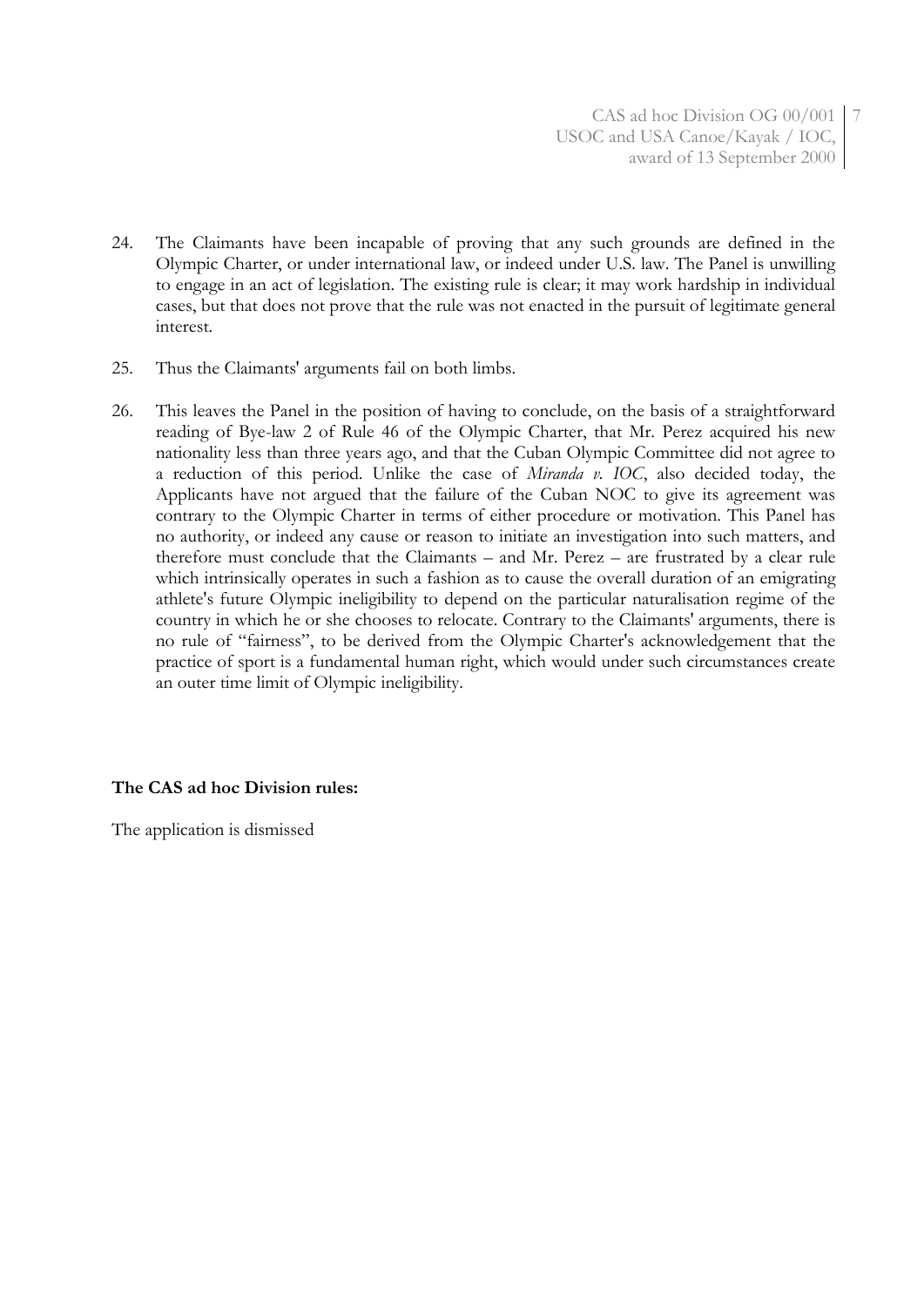24. The Claimants have been incapable of proving that any such grounds are defined in the Olympic Charter, or under international law, or indeed under U.S. law. The Panel is unwilling to engage in an act of legislation. The existing rule is clear; it may work hardship in individual cases, but that does not prove that the rule was not enacted in the pursuit of legitimate general interest.

25. Thus the Claimants' arguments fail on both limbs.

26. This leaves the Panel in the position of having to conclude, on the basis of a straightforward reading of Bye-law 2 of Rule 46 of the Olympic Charter, that Mr. Perez acquired his new nationality less than three years ago, and that the Cuban Olympic Committee did not agree to a reduction of this period. Unlike the case of *Miranda v. IOC*, also decided today, the Applicants have not argued that the failure of the Cuban NOC to give its agreement was contrary to the Olympic Charter in terms of either procedure or motivation. This Panel has no authority, or indeed any cause or reason to initiate an investigation into such matters, and therefore must conclude that the Claimants – and Mr. Perez – are frustrated by a clear rule which intrinsically operates in such a fashion as to cause the overall duration of an emigrating athlete's future Olympic ineligibility to depend on the particular naturalisation regime of the country in which he or she chooses to relocate. Contrary to the Claimants' arguments, there is no rule of "fairness", to be derived from the Olympic Charter's acknowledgement that the practice of sport is a fundamental human right, which would under such circumstances create an outer time limit of Olympic ineligibility.

**The CAS ad hoc Division rules:**

The application is dismissed